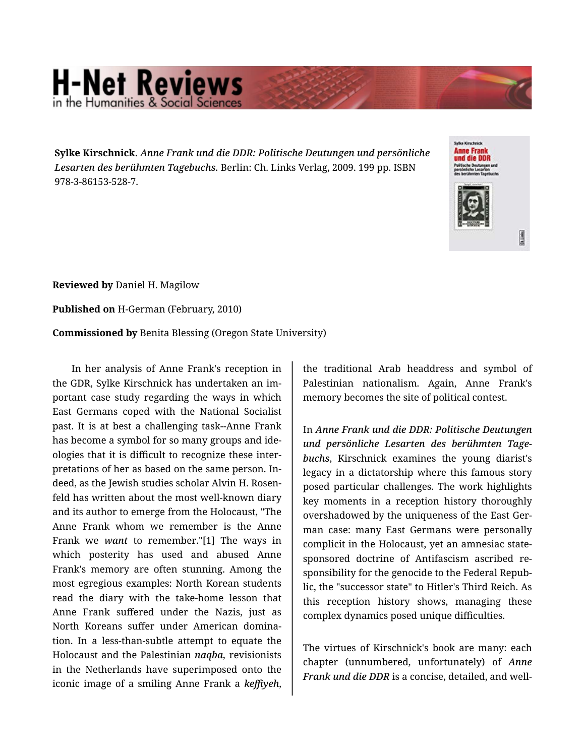**Sylke Kirschnick.** *Anne Frank und die DDR: Politische Deutungen und persönliche Lesarten des berühmten Tagebuchs.* Berlin: Ch. Links Verlag, 2009. 199 pp. ISBN 978-3-86153-528-7.

**Reviewed by** Daniel H. Magilow

**Published on** H-German (February, 2010)

**Commissioned by** Benita Blessing (Oregon State University)

In her analysis of Anne Frank's reception in the GDR, Sylke Kirschnick has undertaken an important case study regarding the ways in which East Germans coped with the National Socialist past. It is at best a challenging task--Anne Frank has become a symbol for so many groups and ideologies that it is difficult to recognize these interpretations of her as based on the same person. Indeed, as the Jewish studies scholar Alvin H. Rosenfeld has written about the most well-known diary and its author to emerge from the Holocaust, "The Anne Frank whom we remember is the Anne Frank we *want* to remember."[1] The ways in which posterity has used and abused Anne Frank's memory are often stunning. Among the most egregious examples: North Korean students read the diary with the take-home lesson that Anne Frank suffered under the Nazis, just as North Koreans suffer under American domination. In a less-than-subtle attempt to equate the Holocaust and the Palestinian *naqba,* revisionists in the Netherlands have superimposed onto the iconic image of a smiling Anne Frank a *keffiyeh,* the traditional Arab headdress and symbol of Palestinian nationalism. Again, Anne Frank's memory becomes the site of political contest.

In *Anne Frank und die DDR: Politische Deutungen und persönliche Lesarten des berühmten Tagebuchs*, Kirschnick examines the young diarist's legacy in a dictatorship where this famous story posed particular challenges. The work highlights key moments in a reception history thoroughly overshadowed by the uniqueness of the East German case: many East Germans were personally complicit in the Holocaust, yet an amnesiac state-sponsored doctrine of Antifascism ascribed responsibility for the genocide to the Federal Republic, the "successor state" to Hitler's Third Reich. As this reception history shows, managing these complex dynamics posed unique difficulties.

The virtues of Kirschnick's book are many: each chapter (unnumbered, unfortunately) of *Anne Frank und die DDR* is a concise, detailed, and well-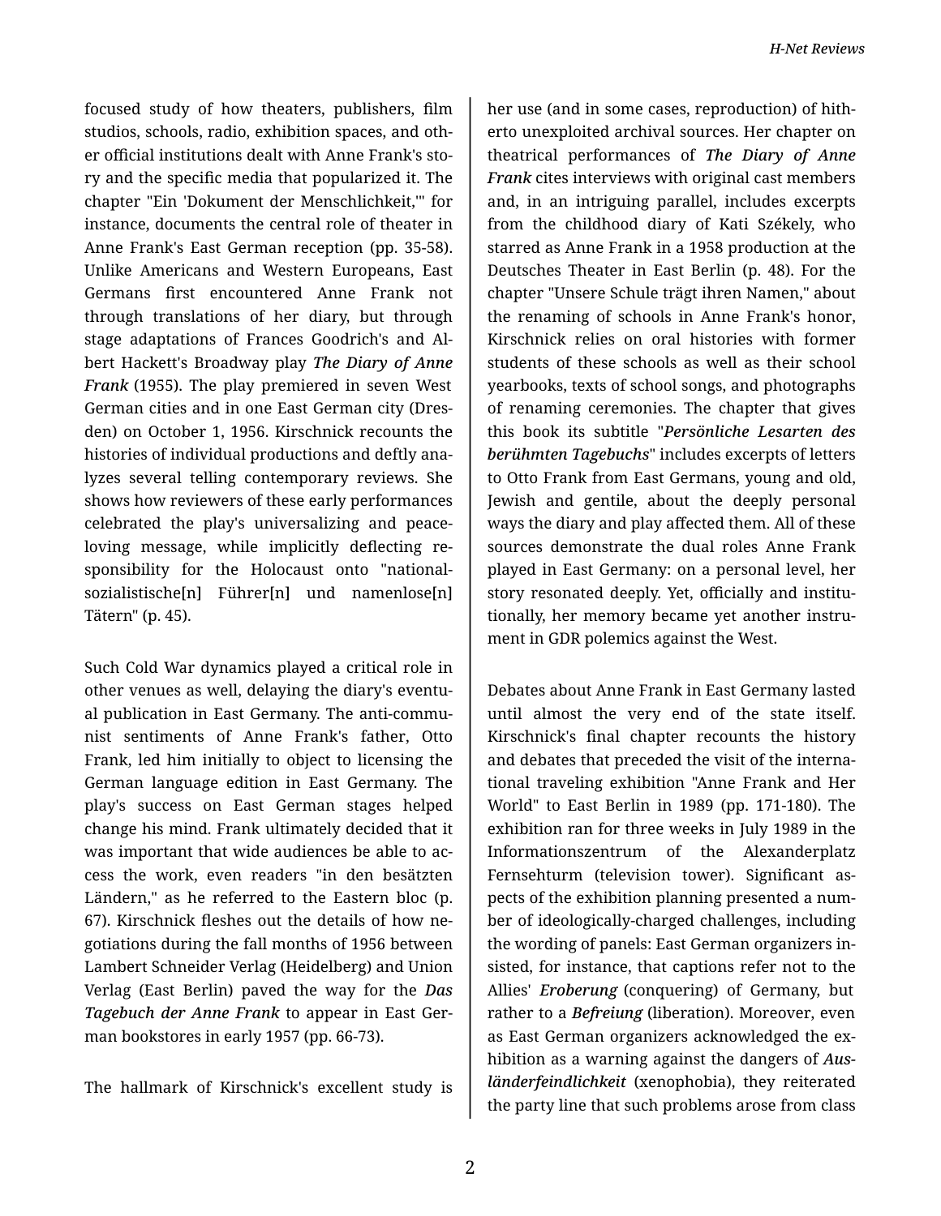focused study of how theaters, publishers, film studios, schools, radio, exhibition spaces, and other official institutions dealt with Anne Frank's story and the specific media that popularized it. The chapter "Ein 'Dokument der Menschlichkeit,'" for instance, documents the central role of theater in Anne Frank's East German reception (pp. 35-58). Unlike Americans and Western Europeans, East Germans first encountered Anne Frank not through translations of her diary, but through stage adaptations of Frances Goodrich's and Albert Hackett's Broadway play ***The Diary of Anne Frank*** (1955). The play premiered in seven West German cities and in one East German city (Dresden) on October 1, 1956. Kirschnick recounts the histories of individual productions and deftly analyzes several telling contemporary reviews. She shows how reviewers of these early performances celebrated the play's universalizing and peace-loving message, while implicitly deflecting responsibility for the Holocaust onto "nationalsozialistische[n] Führer[n] und namenlose[n] Tätern" (p. 45).

Such Cold War dynamics played a critical role in other venues as well, delaying the diary's eventual publication in East Germany. The anti-communist sentiments of Anne Frank's father, Otto Frank, led him initially to object to licensing the German language edition in East Germany. The play's success on East German stages helped change his mind. Frank ultimately decided that it was important that wide audiences be able to access the work, even readers "in den besätzten Ländern," as he referred to the Eastern bloc (p. 67). Kirschnick fleshes out the details of how negotiations during the fall months of 1956 between Lambert Schneider Verlag (Heidelberg) and Union Verlag (East Berlin) paved the way for the ***Das Tagebuch der Anne Frank*** to appear in East German bookstores in early 1957 (pp. 66-73).

The hallmark of Kirschnick's excellent study is her use (and in some cases, reproduction) of hitherto unexploited archival sources. Her chapter on theatrical performances of ***The Diary of Anne Frank*** cites interviews with original cast members and, in an intriguing parallel, includes excerpts from the childhood diary of Kati Székely, who starred as Anne Frank in a 1958 production at the Deutsches Theater in East Berlin (p. 48). For the chapter "Unsere Schule trägt ihren Namen," about the renaming of schools in Anne Frank's honor, Kirschnick relies on oral histories with former students of these schools as well as their school yearbooks, texts of school songs, and photographs of renaming ceremonies. The chapter that gives this book its subtitle "***Persönliche Lesarten des berühmten Tagebuchs***" includes excerpts of letters to Otto Frank from East Germans, young and old, Jewish and gentile, about the deeply personal ways the diary and play affected them. All of these sources demonstrate the dual roles Anne Frank played in East Germany: on a personal level, her story resonated deeply. Yet, officially and institutionally, her memory became yet another instrument in GDR polemics against the West.

Debates about Anne Frank in East Germany lasted until almost the very end of the state itself. Kirschnick's final chapter recounts the history and debates that preceded the visit of the international traveling exhibition "Anne Frank and Her World" to East Berlin in 1989 (pp. 171-180). The exhibition ran for three weeks in July 1989 in the Informationszentrum of the Alexanderplatz Fernsehturm (television tower). Significant aspects of the exhibition planning presented a number of ideologically-charged challenges, including the wording of panels: East German organizers insisted, for instance, that captions refer not to the Allies' ***Eroberung*** (conquering) of Germany, but rather to a ***Befreiung*** (liberation). Moreover, even as East German organizers acknowledged the exhibition as a warning against the dangers of ***Ausländerfeindlichkeit*** (xenophobia), they reiterated the party line that such problems arose from class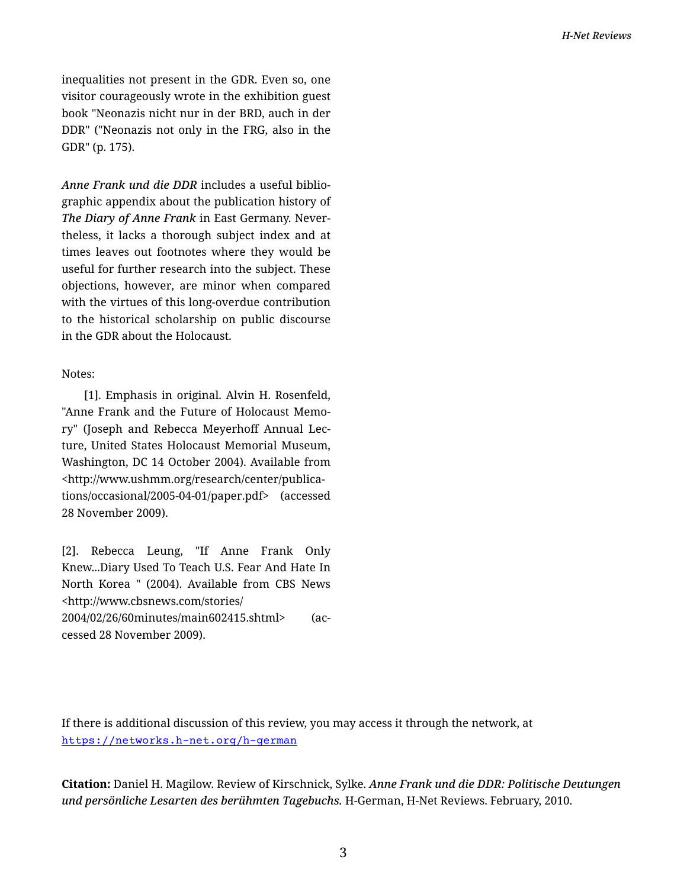inequalities not present in the GDR. Even so, one visitor courageously wrote in the exhibition guest book "Neonazis nicht nur in der BRD, auch in der DDR" ("Neonazis not only in the FRG, also in the GDR" (p. 175).

*Anne Frank und die DDR* includes a useful bibliographic appendix about the publication history of *The Diary of Anne Frank* in East Germany. Nevertheless, it lacks a thorough subject index and at times leaves out footnotes where they would be useful for further research into the subject. These objections, however, are minor when compared with the virtues of this long-overdue contribution to the historical scholarship on public discourse in the GDR about the Holocaust.

Notes:

[1]. Emphasis in original. Alvin H. Rosenfeld, "Anne Frank and the Future of Holocaust Memory" (Joseph and Rebecca Meyerhoff Annual Lecture, United States Holocaust Memorial Museum, Washington, DC 14 October 2004). Available from <http://www.ushmm.org/research/center/publications/occasional/2005-04-01/paper.pdf> (accessed 28 November 2009).

[2]. Rebecca Leung, "If Anne Frank Only Knew...Diary Used To Teach U.S. Fear And Hate In North Korea " (2004). Available from CBS News <http://www.cbsnews.com/stories/2004/02/26/60minutes/main602415.shtml> (accessed 28 November 2009).

If there is additional discussion of this review, you may access it through the network, at https://networks.h-net.org/h-german

**Citation:** Daniel H. Magilow. Review of Kirschnick, Sylke. ***Anne Frank und die DDR: Politische Deutungen und persönliche Lesarten des berühmten Tagebuchs.*** H-German, H-Net Reviews. February, 2010.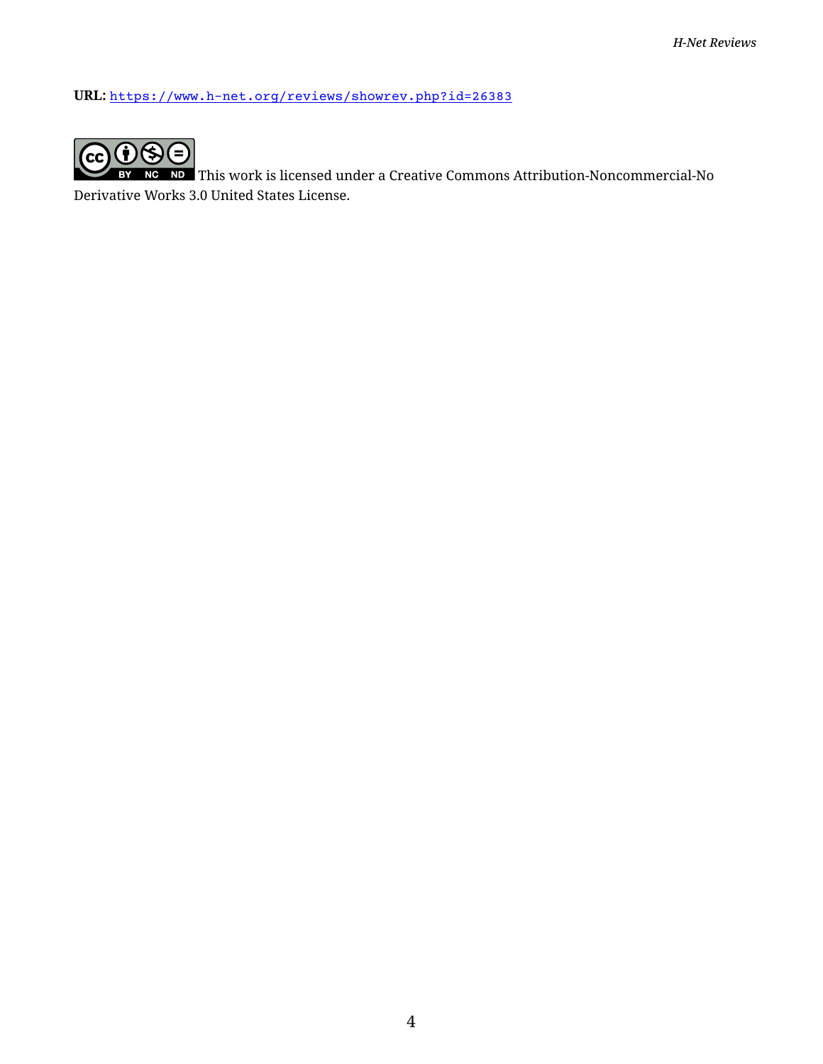**URL:** https://www.h-net.org/reviews/showrev.php?id=26383

This work is licensed under a Creative Commons Attribution-Noncommercial-No Derivative Works 3.0 United States License.